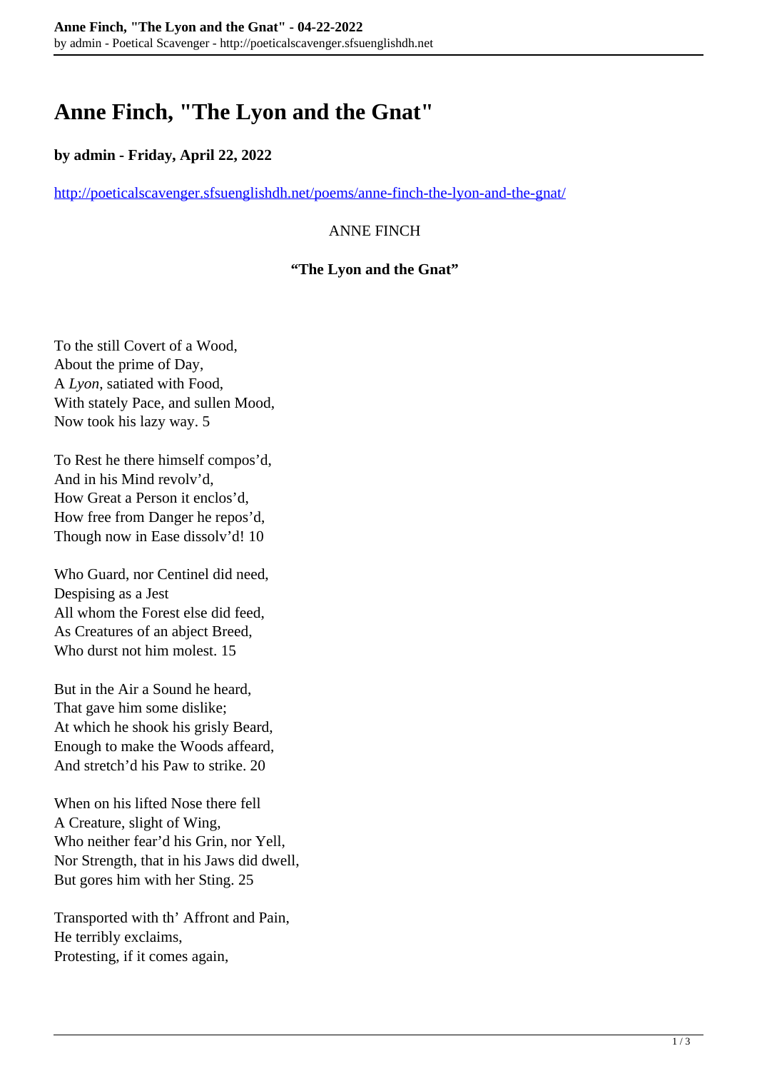# Anne Finch, "The Lyon and the Gnat"

**by admin - Friday, April 22, 2022**

http://poeticalscavenger.sfsuenglishdh.net/poems/anne-finch-the-lyon-and-the-gnat/

ANNE FINCH

**"The Lyon and the Gnat"**

To the still Covert of a Wood,
About the prime of Day,
A *Lyon*, satiated with Food,
With stately Pace, and sullen Mood,
Now took his lazy way. 5

To Rest he there himself compos'd,
And in his Mind revolv'd,
How Great a Person it enclos'd,
How free from Danger he repos'd,
Though now in Ease dissolv'd! 10

Who Guard, nor Centinel did need,
Despising as a Jest
All whom the Forest else did feed,
As Creatures of an abject Breed,
Who durst not him molest. 15

But in the Air a Sound he heard,
That gave him some dislike;
At which he shook his grisly Beard,
Enough to make the Woods affeard,
And stretch'd his Paw to strike. 20

When on his lifted Nose there fell
A Creature, slight of Wing,
Who neither fear'd his Grin, nor Yell,
Nor Strength, that in his Jaws did dwell,
But gores him with her Sting. 25

Transported with th' Affront and Pain,
He terribly exclaims,
Protesting, if it comes again,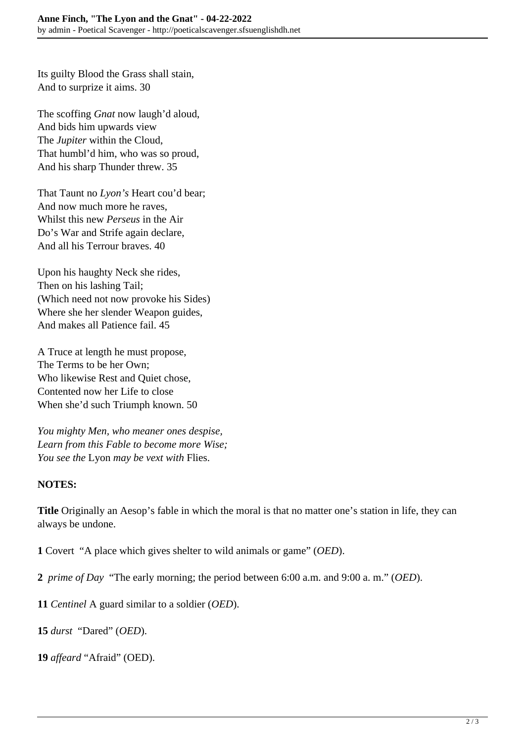Its guilty Blood the Grass shall stain,  
And to surprize it aims. 30

The scoffing *Gnat* now laugh'd aloud,  
And bids him upwards view  
The *Jupiter* within the Cloud,  
That humbl'd him, who was so proud,  
And his sharp Thunder threw. 35

That Taunt no *Lyon's* Heart cou'd bear;  
And now much more he raves,  
Whilst this new *Perseus* in the Air  
Do's War and Strife again declare,  
And all his Terrour braves. 40

Upon his haughty Neck she rides,  
Then on his lashing Tail;  
(Which need not now provoke his Sides)  
Where she her slender Weapon guides,  
And makes all Patience fail. 45

A Truce at length he must propose,  
The Terms to be her Own;  
Who likewise Rest and Quiet chose,  
Contented now her Life to close  
When she'd such Triumph known. 50

*You mighty Men, who meaner ones despise,*  
*Learn from this Fable to become more Wise;*  
*You see the* Lyon *may be vext with* Flies.

**NOTES:**

**Title** Originally an Aesop's fable in which the moral is that no matter one's station in life, they can always be undone.

**1** Covert "A place which gives shelter to wild animals or game" (*OED*).

**2** *prime of Day* "The early morning; the period between 6:00 a.m. and 9:00 a. m." (*OED*).

**11** *Centinel* A guard similar to a soldier (*OED*).

**15** *durst* "Dared" (*OED*).

**19** *affeard* "Afraid" (OED).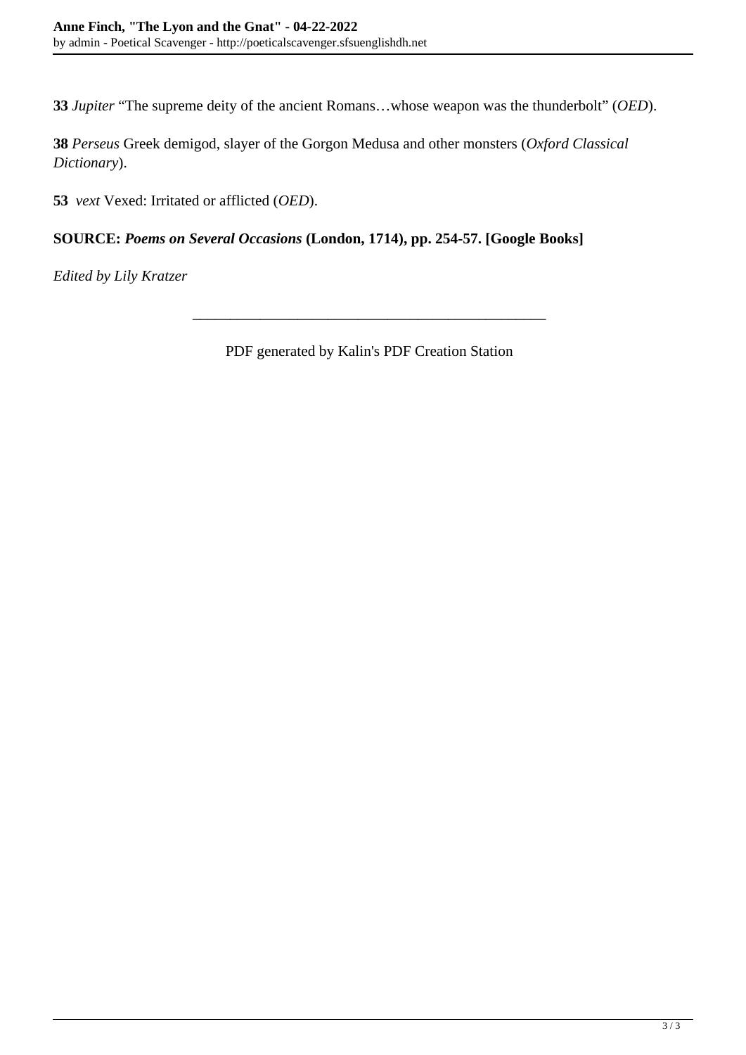**33** *Jupiter* “The supreme deity of the ancient Romans…whose weapon was the thunderbolt” (*OED*).

**38** *Perseus* Greek demigod, slayer of the Gorgon Medusa and other monsters (*Oxford Classical Dictionary*).

**53** *vext* Vexed: Irritated or afflicted (*OED*).

**SOURCE:** ***Poems on Several Occasions*** **(London, 1714), pp. 254-57. [Google Books]**

*Edited by Lily Kratzer*

---

PDF generated by Kalin's PDF Creation Station